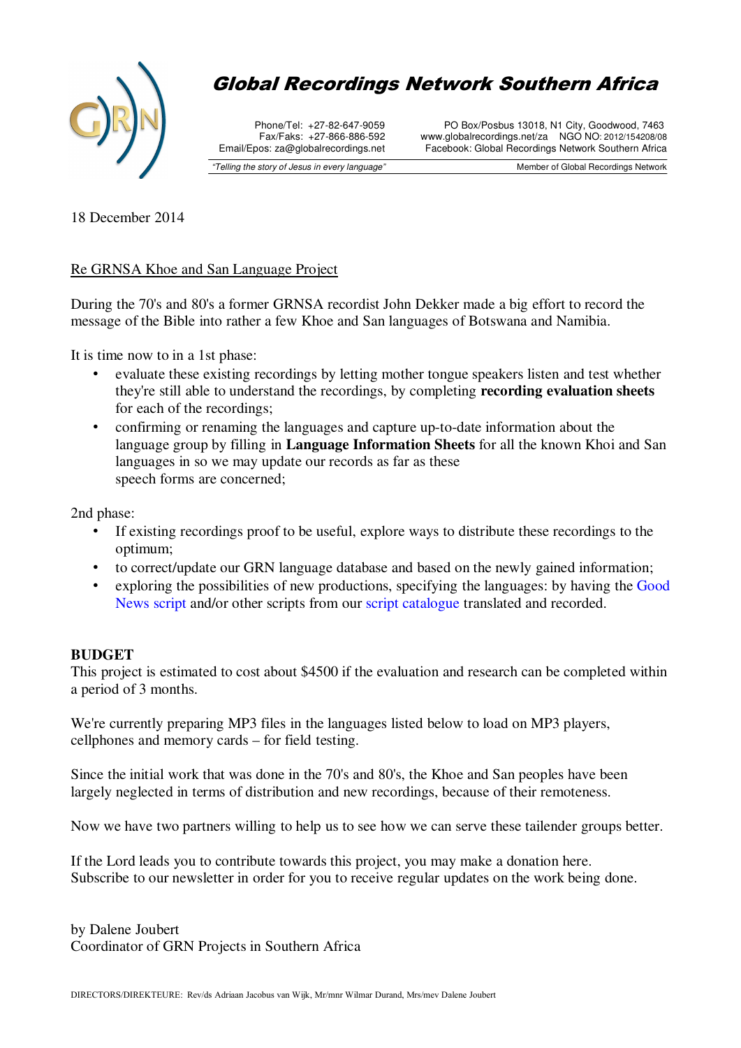# Global Recordings Network Southern Africa

Phone/Tel: +27-82-647-9059
Fax/Faks: +27-866-886-592
Email/Epos: za@globalrecordings.net

PO Box/Posbus 13018, N1 City, Goodwood, 7463
www.globalrecordings.net/za NGO NO: 2012/154208/08
Facebook: Global Recordings Network Southern Africa

*"Telling the story of Jesus in every language"* | Member of Global Recordings Network

18 December 2014

Re GRNSA Khoe and San Language Project

During the 70's and 80's a former GRNSA recordist John Dekker made a big effort to record the message of the Bible into rather a few Khoe and San languages of Botswana and Namibia.

It is time now to in a 1st phase:

- evaluate these existing recordings by letting mother tongue speakers listen and test whether they're still able to understand the recordings, by completing **recording evaluation sheets** for each of the recordings;
- confirming or renaming the languages and capture up-to-date information about the language group by filling in **Language Information Sheets** for all the known Khoi and San languages in so we may update our records as far as these speech forms are concerned;

2nd phase:

- If existing recordings proof to be useful, explore ways to distribute these recordings to the optimum;
- to correct/update our GRN language database and based on the newly gained information;
- exploring the possibilities of new productions, specifying the languages: by having the Good News script and/or other scripts from our script catalogue translated and recorded.

**BUDGET**
This project is estimated to cost about $4500 if the evaluation and research can be completed within a period of 3 months.

We're currently preparing MP3 files in the languages listed below to load on MP3 players, cellphones and memory cards – for field testing.

Since the initial work that was done in the 70's and 80's, the Khoe and San peoples have been largely neglected in terms of distribution and new recordings, because of their remoteness.

Now we have two partners willing to help us to see how we can serve these tailender groups better.

If the Lord leads you to contribute towards this project, you may make a donation here.
Subscribe to our newsletter in order for you to receive regular updates on the work being done.

by Dalene Joubert
Coordinator of GRN Projects in Southern Africa

DIRECTORS/DIREKTEURE: Rev/ds Adriaan Jacobus van Wijk, Mr/mnr Wilmar Durand, Mrs/mev Dalene Joubert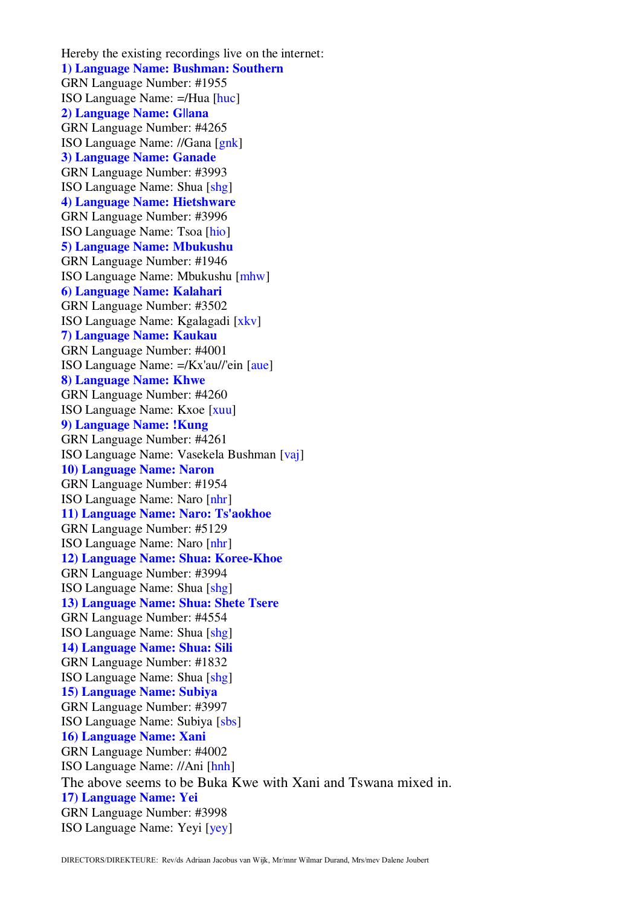Hereby the existing recordings live on the internet:

**1) Language Name: Bushman: Southern**
GRN Language Number: #1955
ISO Language Name: =/Hua [huc]

**2) Language Name: G||ana**
GRN Language Number: #4265
ISO Language Name: //Gana [gnk]

**3) Language Name: Ganade**
GRN Language Number: #3993
ISO Language Name: Shua [shg]

**4) Language Name: Hietshware**
GRN Language Number: #3996
ISO Language Name: Tsoa [hio]

**5) Language Name: Mbukushu**
GRN Language Number: #1946
ISO Language Name: Mbukushu [mhw]

**6) Language Name: Kalahari**
GRN Language Number: #3502
ISO Language Name: Kgalagadi [xkv]

**7) Language Name: Kaukau**
GRN Language Number: #4001
ISO Language Name: =/Kx'au//'ein [aue]

**8) Language Name: Khwe**
GRN Language Number: #4260
ISO Language Name: Kxoe [xuu]

**9) Language Name: !Kung**
GRN Language Number: #4261
ISO Language Name: Vasekela Bushman [vaj]

**10) Language Name: Naron**
GRN Language Number: #1954
ISO Language Name: Naro [nhr]

**11) Language Name: Naro: Ts'aokhoe**
GRN Language Number: #5129
ISO Language Name: Naro [nhr]

**12) Language Name: Shua: Koree-Khoe**
GRN Language Number: #3994
ISO Language Name: Shua [shg]

**13) Language Name: Shua: Shete Tsere**
GRN Language Number: #4554
ISO Language Name: Shua [shg]

**14) Language Name: Shua: Sili**
GRN Language Number: #1832
ISO Language Name: Shua [shg]

**15) Language Name: Subiya**
GRN Language Number: #3997
ISO Language Name: Subiya [sbs]

**16) Language Name: Xani**
GRN Language Number: #4002
ISO Language Name: //Ani [hnh]
The above seems to be Buka Kwe with Xani and Tswana mixed in.

**17) Language Name: Yei**
GRN Language Number: #3998
ISO Language Name: Yeyi [yey]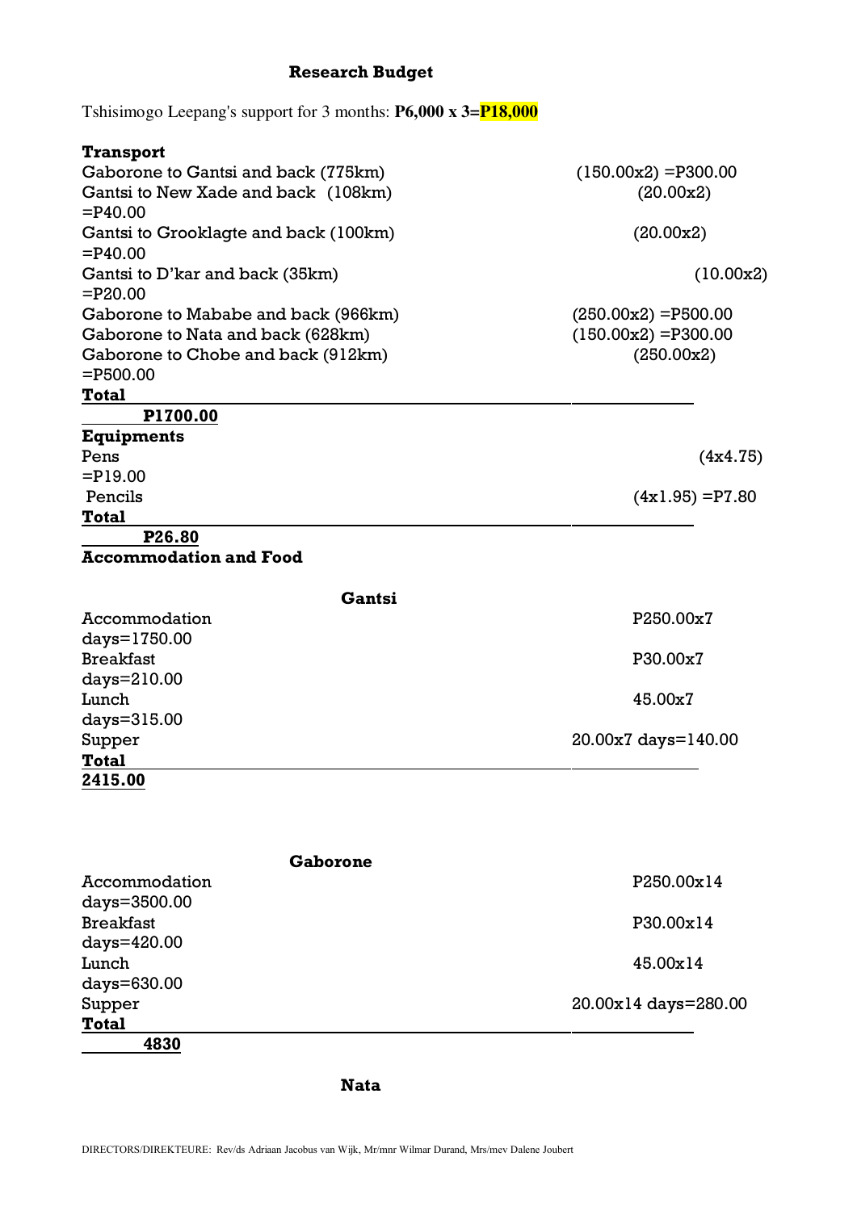**Research Budget**

Tshisimogo Leepang's support for 3 months: **P6,000 x 3=P18,000**

**Transport**

| | |
|---|---|
| Gaborone to Gantsi and back (775km) | (150.00x2) =P300.00 |
| Gantsi to New Xade and back (108km) | (20.00x2) =P40.00 |
| Gantsi to Grooklagte and back (100km) | (20.00x2) =P40.00 |
| Gantsi to D'kar and back (35km) | (10.00x2) =P20.00 |
| Gaborone to Mababe and back (966km) | (250.00x2) =P500.00 |
| Gaborone to Nata and back (628km) | (150.00x2) =P300.00 |
| Gaborone to Chobe and back (912km) | (250.00x2) =P500.00 |
| **Total** | **P1700.00** |

**Equipments**

| | |
|---|---|
| Pens | (4x4.75) =P19.00 |
| Pencils | (4x1.95) =P7.80 |
| **Total** | **P26.80** |

**Accommodation and Food**

**Gantsi**

| | |
|---|---|
| Accommodation | P250.00x7 days=1750.00 |
| Breakfast | P30.00x7 days=210.00 |
| Lunch | 45.00x7 days=315.00 |
| Supper | 20.00x7 days=140.00 |
| **Total** | **2415.00** |

**Gaborone**

| | |
|---|---|
| Accommodation | P250.00x14 days=3500.00 |
| Breakfast | P30.00x14 days=420.00 |
| Lunch | 45.00x14 days=630.00 |
| Supper | 20.00x14 days=280.00 |
| **Total** | **4830** |

**Nata**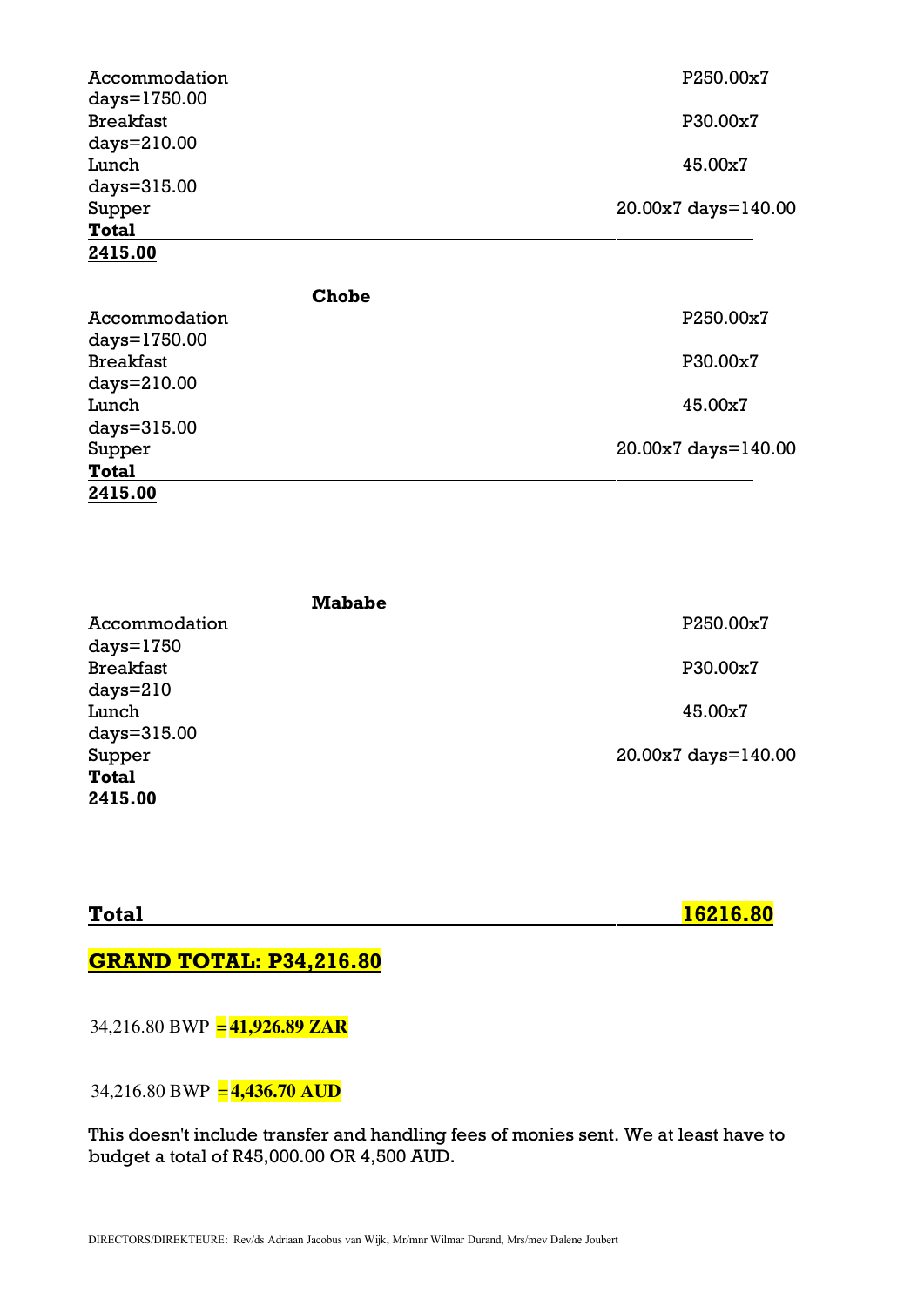Accommodation P250.00x7 days=1750.00
Breakfast P30.00x7 days=210.00
Lunch 45.00x7 days=315.00
Supper 20.00x7 days=140.00
**Total 2415.00**

**Chobe**

Accommodation P250.00x7 days=1750.00
Breakfast P30.00x7 days=210.00
Lunch 45.00x7 days=315.00
Supper 20.00x7 days=140.00
**Total 2415.00**

**Mababe**

Accommodation P250.00x7 days=1750
Breakfast P30.00x7 days=210
Lunch 45.00x7 days=315.00
Supper 20.00x7 days=140.00
**Total 2415.00**

**Total 16216.80**

**GRAND TOTAL: P34,216.80**

34,216.80 BWP = **41,926.89 ZAR**

34,216.80 BWP = **4,436.70 AUD**

This doesn't include transfer and handling fees of monies sent. We at least have to budget a total of R45,000.00 OR 4,500 AUD.

DIRECTORS/DIREKTEURE: Rev/ds Adriaan Jacobus van Wijk, Mr/mnr Wilmar Durand, Mrs/mev Dalene Joubert